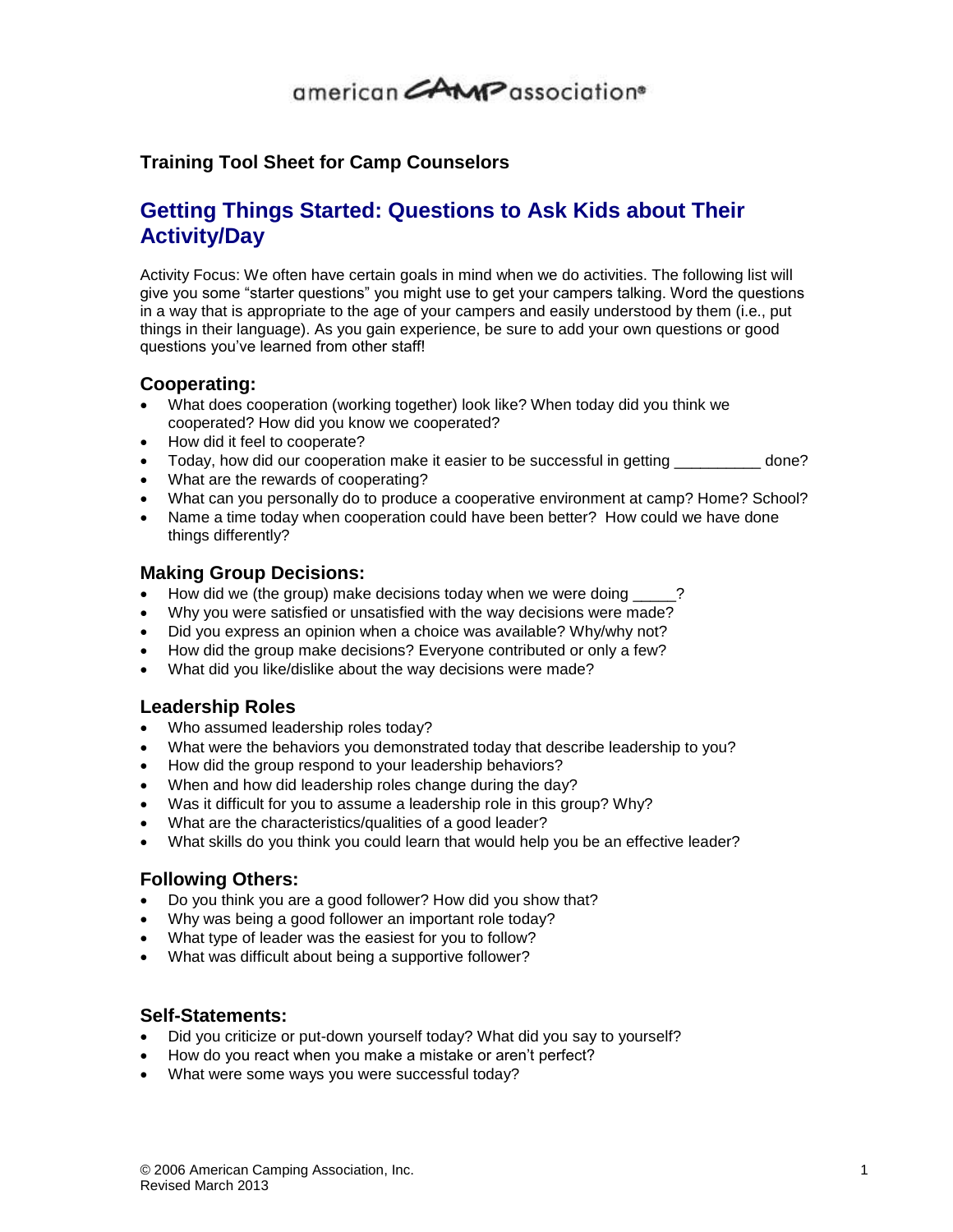american CAMP association®

**Training Tool Sheet for Camp Counselors**

## Getting Things Started: Questions to Ask Kids about Their Activity/Day

Activity Focus: We often have certain goals in mind when we do activities. The following list will give you some "starter questions" you might use to get your campers talking. Word the questions in a way that is appropriate to the age of your campers and easily understood by them (i.e., put things in their language). As you gain experience, be sure to add your own questions or good questions you've learned from other staff!

### Cooperating:

- What does cooperation (working together) look like? When today did you think we cooperated? How did you know we cooperated?
- How did it feel to cooperate?
- Today, how did our cooperation make it easier to be successful in getting __________ done?
- What are the rewards of cooperating?
- What can you personally do to produce a cooperative environment at camp? Home? School?
- Name a time today when cooperation could have been better? How could we have done things differently?

### Making Group Decisions:

- How did we (the group) make decisions today when we were doing _____?
- Why you were satisfied or unsatisfied with the way decisions were made?
- Did you express an opinion when a choice was available? Why/why not?
- How did the group make decisions? Everyone contributed or only a few?
- What did you like/dislike about the way decisions were made?

### Leadership Roles

- Who assumed leadership roles today?
- What were the behaviors you demonstrated today that describe leadership to you?
- How did the group respond to your leadership behaviors?
- When and how did leadership roles change during the day?
- Was it difficult for you to assume a leadership role in this group? Why?
- What are the characteristics/qualities of a good leader?
- What skills do you think you could learn that would help you be an effective leader?

### Following Others:

- Do you think you are a good follower? How did you show that?
- Why was being a good follower an important role today?
- What type of leader was the easiest for you to follow?
- What was difficult about being a supportive follower?

### Self-Statements:

- Did you criticize or put-down yourself today? What did you say to yourself?
- How do you react when you make a mistake or aren't perfect?
- What were some ways you were successful today?

© 2006 American Camping Association, Inc.
Revised March 2013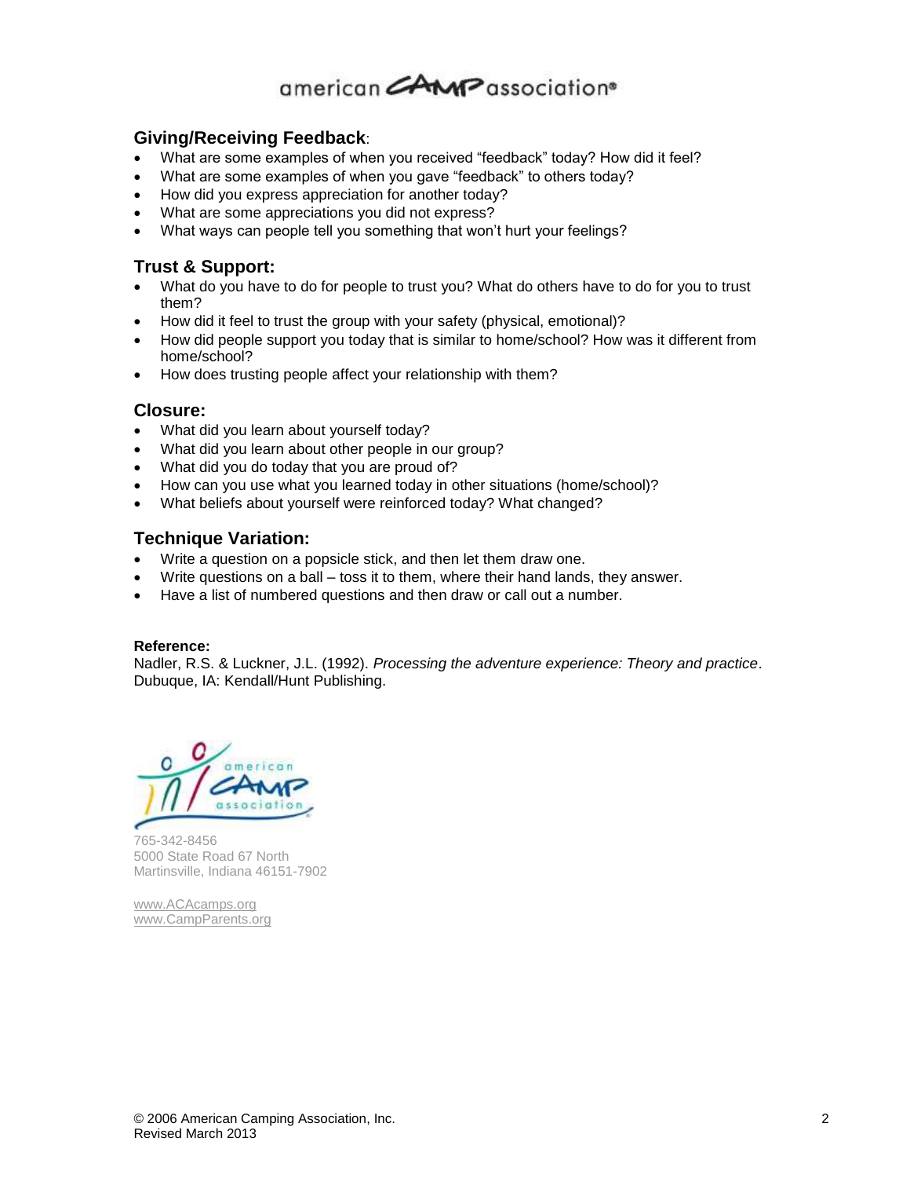## Giving/Receiving Feedback:

- What are some examples of when you received “feedback” today? How did it feel?
- What are some examples of when you gave “feedback” to others today?
- How did you express appreciation for another today?
- What are some appreciations you did not express?
- What ways can people tell you something that won’t hurt your feelings?

## Trust & Support:

- What do you have to do for people to trust you? What do others have to do for you to trust them?
- How did it feel to trust the group with your safety (physical, emotional)?
- How did people support you today that is similar to home/school? How was it different from home/school?
- How does trusting people affect your relationship with them?

## Closure:

- What did you learn about yourself today?
- What did you learn about other people in our group?
- What did you do today that you are proud of?
- How can you use what you learned today in other situations (home/school)?
- What beliefs about yourself were reinforced today? What changed?

## Technique Variation:

- Write a question on a popsicle stick, and then let them draw one.
- Write questions on a ball – toss it to them, where their hand lands, they answer.
- Have a list of numbered questions and then draw or call out a number.

**Reference:**
Nadler, R.S. & Luckner, J.L. (1992). *Processing the adventure experience: Theory and practice*. Dubuque, IA: Kendall/Hunt Publishing.

765-342-8456
5000 State Road 67 North
Martinsville, Indiana 46151-7902

www.ACAcamps.org
www.CampParents.org

© 2006 American Camping Association, Inc.
Revised March 2013